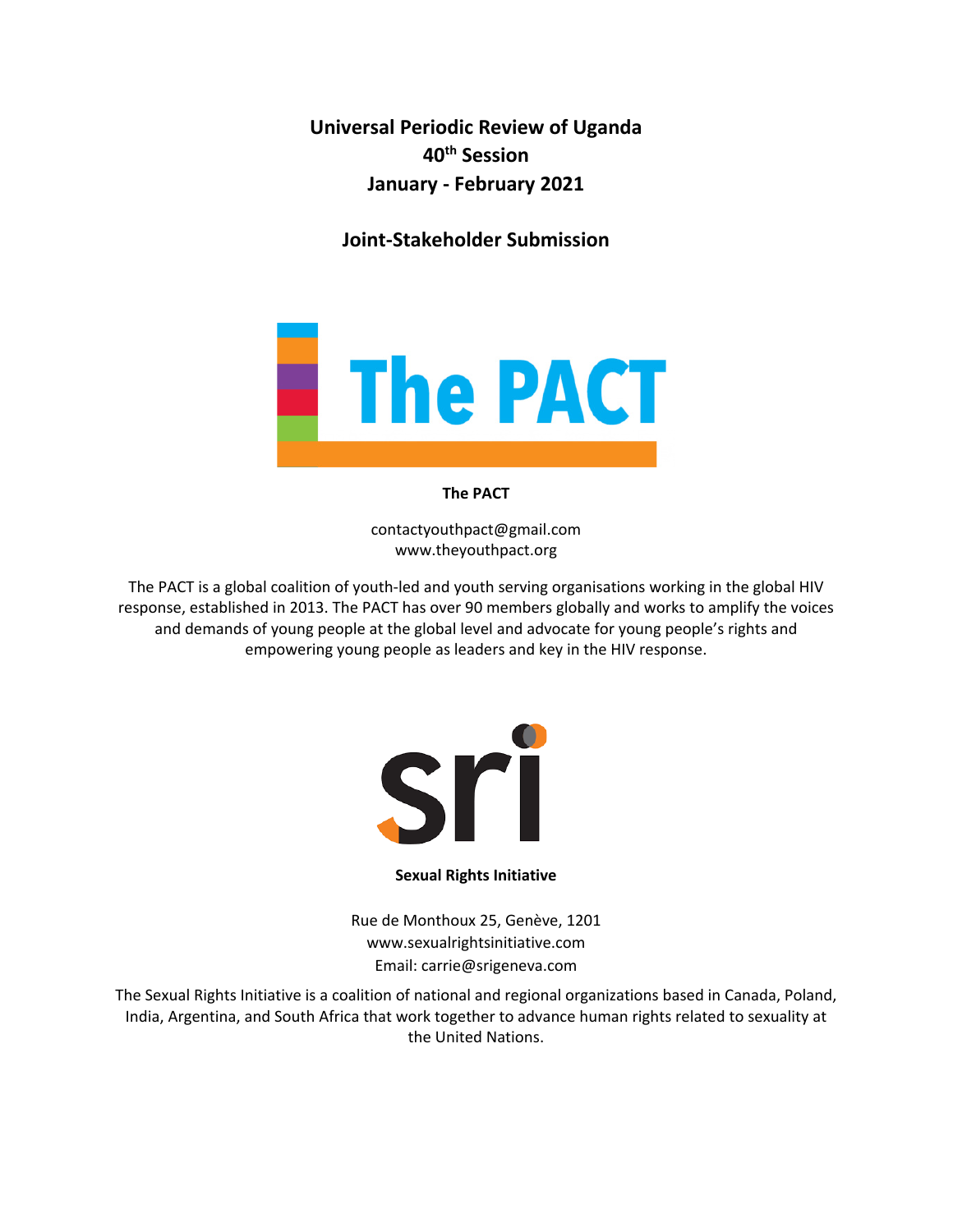# Universal Periodic Review of Uganda
# 40th Session
# January - February 2021

## Joint-Stakeholder Submission

**The PACT**

contactyouthpact@gmail.com
www.theyouthpact.org

The PACT is a global coalition of youth-led and youth serving organisations working in the global HIV response, established in 2013. The PACT has over 90 members globally and works to amplify the voices and demands of young people at the global level and advocate for young people's rights and empowering young people as leaders and key in the HIV response.

**Sexual Rights Initiative**

Rue de Monthoux 25, Genève, 1201
www.sexualrightsinitiative.com
Email: carrie@srigeneva.com

The Sexual Rights Initiative is a coalition of national and regional organizations based in Canada, Poland, India, Argentina, and South Africa that work together to advance human rights related to sexuality at the United Nations.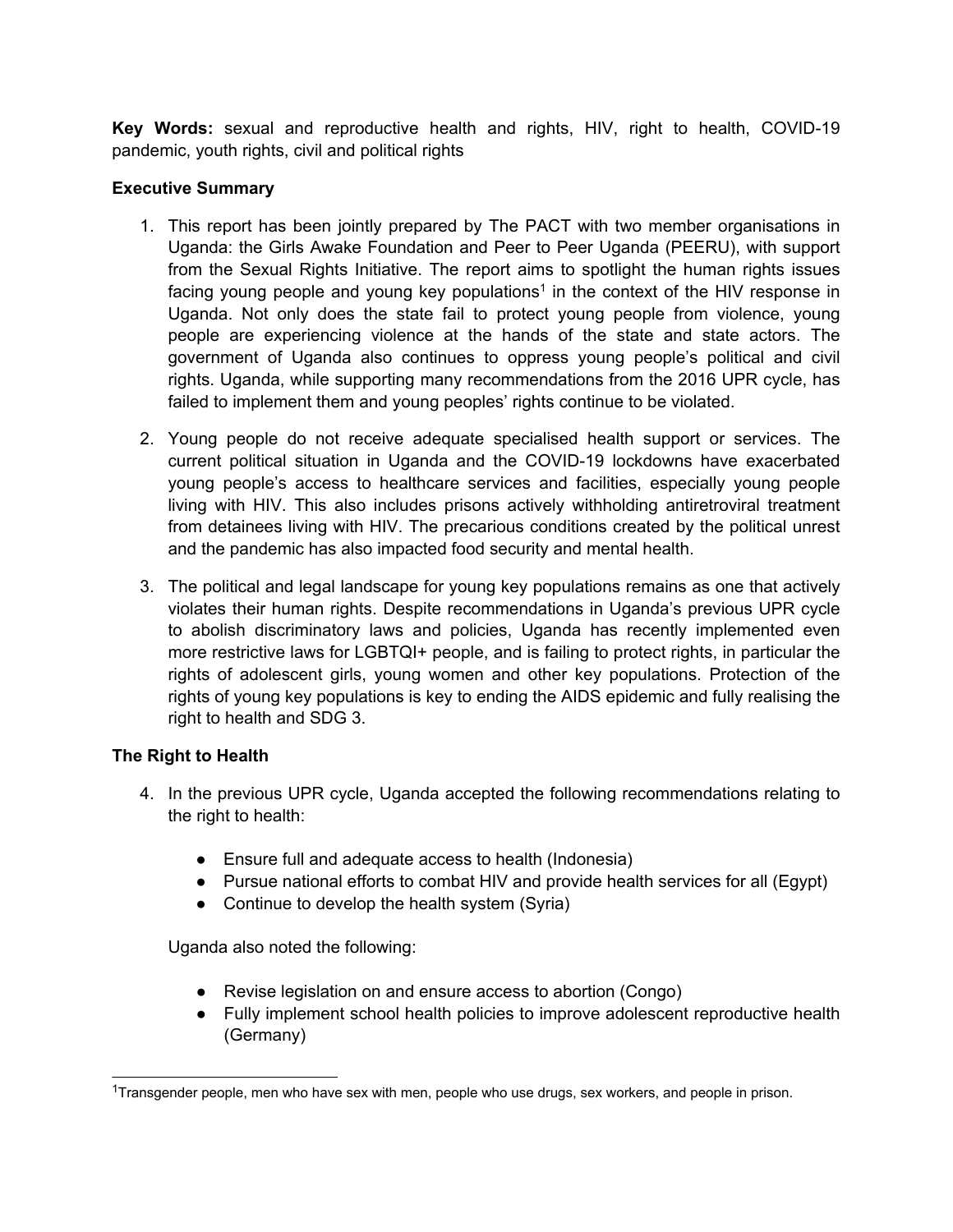**Key Words:** sexual and reproductive health and rights, HIV, right to health, COVID-19 pandemic, youth rights, civil and political rights

**Executive Summary**

1. This report has been jointly prepared by The PACT with two member organisations in Uganda: the Girls Awake Foundation and Peer to Peer Uganda (PEERU), with support from the Sexual Rights Initiative. The report aims to spotlight the human rights issues facing young people and young key populations[1] in the context of the HIV response in Uganda. Not only does the state fail to protect young people from violence, young people are experiencing violence at the hands of the state and state actors. The government of Uganda also continues to oppress young people's political and civil rights. Uganda, while supporting many recommendations from the 2016 UPR cycle, has failed to implement them and young peoples' rights continue to be violated.

2. Young people do not receive adequate specialised health support or services. The current political situation in Uganda and the COVID-19 lockdowns have exacerbated young people's access to healthcare services and facilities, especially young people living with HIV. This also includes prisons actively withholding antiretroviral treatment from detainees living with HIV. The precarious conditions created by the political unrest and the pandemic has also impacted food security and mental health.

3. The political and legal landscape for young key populations remains as one that actively violates their human rights. Despite recommendations in Uganda's previous UPR cycle to abolish discriminatory laws and policies, Uganda has recently implemented even more restrictive laws for LGBTQI+ people, and is failing to protect rights, in particular the rights of adolescent girls, young women and other key populations. Protection of the rights of young key populations is key to ending the AIDS epidemic and fully realising the right to health and SDG 3.

**The Right to Health**

4. In the previous UPR cycle, Uganda accepted the following recommendations relating to the right to health:

   - Ensure full and adequate access to health (Indonesia)
   - Pursue national efforts to combat HIV and provide health services for all (Egypt)
   - Continue to develop the health system (Syria)

   Uganda also noted the following:

   - Revise legislation on and ensure access to abortion (Congo)
   - Fully implement school health policies to improve adolescent reproductive health (Germany)

---

[1] Transgender people, men who have sex with men, people who use drugs, sex workers, and people in prison.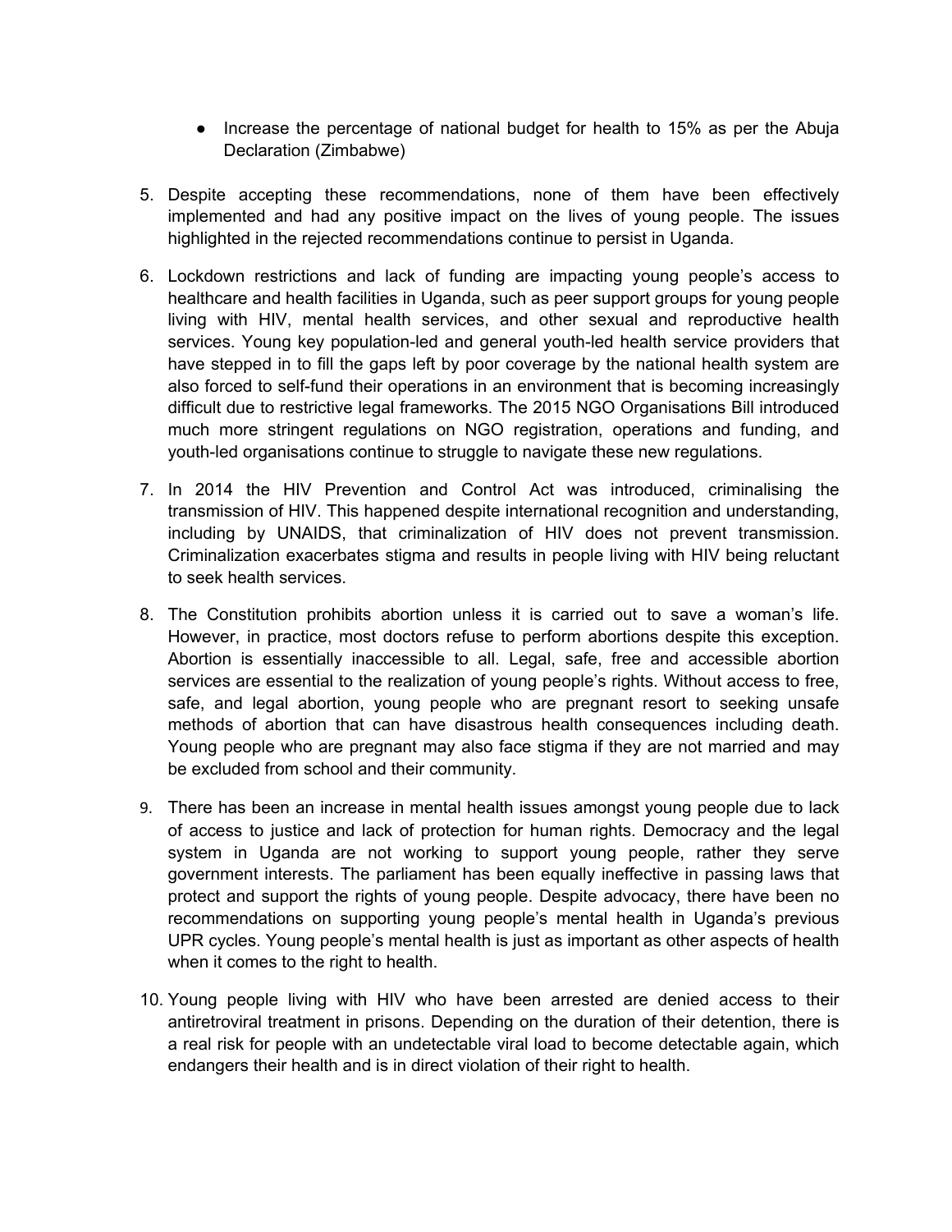- Increase the percentage of national budget for health to 15% as per the Abuja Declaration (Zimbabwe)

5. Despite accepting these recommendations, none of them have been effectively implemented and had any positive impact on the lives of young people. The issues highlighted in the rejected recommendations continue to persist in Uganda.

6. Lockdown restrictions and lack of funding are impacting young people's access to healthcare and health facilities in Uganda, such as peer support groups for young people living with HIV, mental health services, and other sexual and reproductive health services. Young key population-led and general youth-led health service providers that have stepped in to fill the gaps left by poor coverage by the national health system are also forced to self-fund their operations in an environment that is becoming increasingly difficult due to restrictive legal frameworks. The 2015 NGO Organisations Bill introduced much more stringent regulations on NGO registration, operations and funding, and youth-led organisations continue to struggle to navigate these new regulations.

7. In 2014 the HIV Prevention and Control Act was introduced, criminalising the transmission of HIV. This happened despite international recognition and understanding, including by UNAIDS, that criminalization of HIV does not prevent transmission. Criminalization exacerbates stigma and results in people living with HIV being reluctant to seek health services.

8. The Constitution prohibits abortion unless it is carried out to save a woman's life. However, in practice, most doctors refuse to perform abortions despite this exception. Abortion is essentially inaccessible to all. Legal, safe, free and accessible abortion services are essential to the realization of young people's rights. Without access to free, safe, and legal abortion, young people who are pregnant resort to seeking unsafe methods of abortion that can have disastrous health consequences including death. Young people who are pregnant may also face stigma if they are not married and may be excluded from school and their community.

9. There has been an increase in mental health issues amongst young people due to lack of access to justice and lack of protection for human rights. Democracy and the legal system in Uganda are not working to support young people, rather they serve government interests. The parliament has been equally ineffective in passing laws that protect and support the rights of young people. Despite advocacy, there have been no recommendations on supporting young people's mental health in Uganda's previous UPR cycles. Young people's mental health is just as important as other aspects of health when it comes to the right to health.

10. Young people living with HIV who have been arrested are denied access to their antiretroviral treatment in prisons. Depending on the duration of their detention, there is a real risk for people with an undetectable viral load to become detectable again, which endangers their health and is in direct violation of their right to health.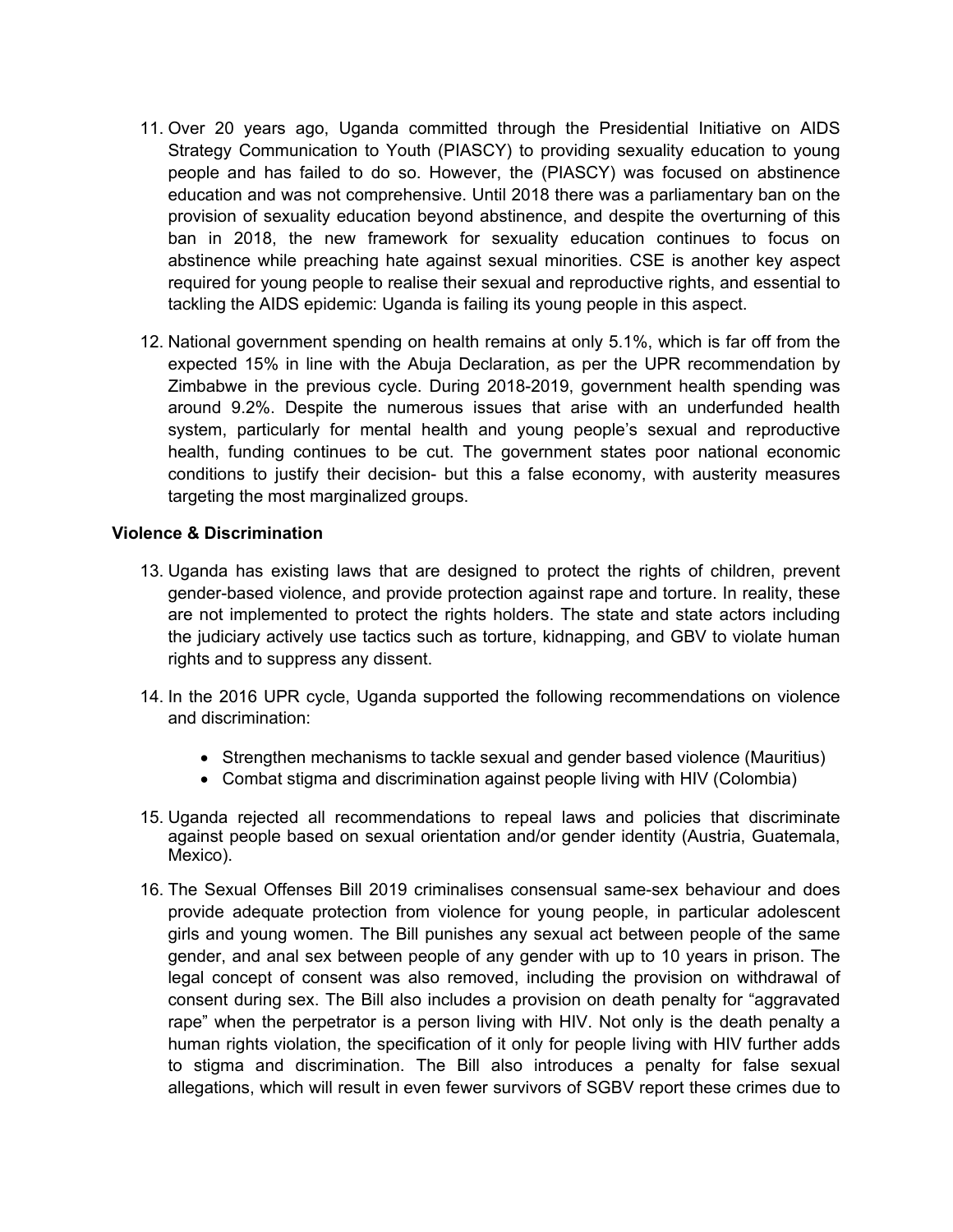11. Over 20 years ago, Uganda committed through the Presidential Initiative on AIDS Strategy Communication to Youth (PIASCY) to providing sexuality education to young people and has failed to do so. However, the (PIASCY) was focused on abstinence education and was not comprehensive. Until 2018 there was a parliamentary ban on the provision of sexuality education beyond abstinence, and despite the overturning of this ban in 2018, the new framework for sexuality education continues to focus on abstinence while preaching hate against sexual minorities. CSE is another key aspect required for young people to realise their sexual and reproductive rights, and essential to tackling the AIDS epidemic: Uganda is failing its young people in this aspect.

12. National government spending on health remains at only 5.1%, which is far off from the expected 15% in line with the Abuja Declaration, as per the UPR recommendation by Zimbabwe in the previous cycle. During 2018-2019, government health spending was around 9.2%. Despite the numerous issues that arise with an underfunded health system, particularly for mental health and young people's sexual and reproductive health, funding continues to be cut. The government states poor national economic conditions to justify their decision- but this a false economy, with austerity measures targeting the most marginalized groups.

**Violence & Discrimination**

13. Uganda has existing laws that are designed to protect the rights of children, prevent gender-based violence, and provide protection against rape and torture. In reality, these are not implemented to protect the rights holders. The state and state actors including the judiciary actively use tactics such as torture, kidnapping, and GBV to violate human rights and to suppress any dissent.

14. In the 2016 UPR cycle, Uganda supported the following recommendations on violence and discrimination:

    - Strengthen mechanisms to tackle sexual and gender based violence (Mauritius)
    - Combat stigma and discrimination against people living with HIV (Colombia)

15. Uganda rejected all recommendations to repeal laws and policies that discriminate against people based on sexual orientation and/or gender identity (Austria, Guatemala, Mexico).

16. The Sexual Offenses Bill 2019 criminalises consensual same-sex behaviour and does provide adequate protection from violence for young people, in particular adolescent girls and young women. The Bill punishes any sexual act between people of the same gender, and anal sex between people of any gender with up to 10 years in prison. The legal concept of consent was also removed, including the provision on withdrawal of consent during sex. The Bill also includes a provision on death penalty for "aggravated rape" when the perpetrator is a person living with HIV. Not only is the death penalty a human rights violation, the specification of it only for people living with HIV further adds to stigma and discrimination. The Bill also introduces a penalty for false sexual allegations, which will result in even fewer survivors of SGBV report these crimes due to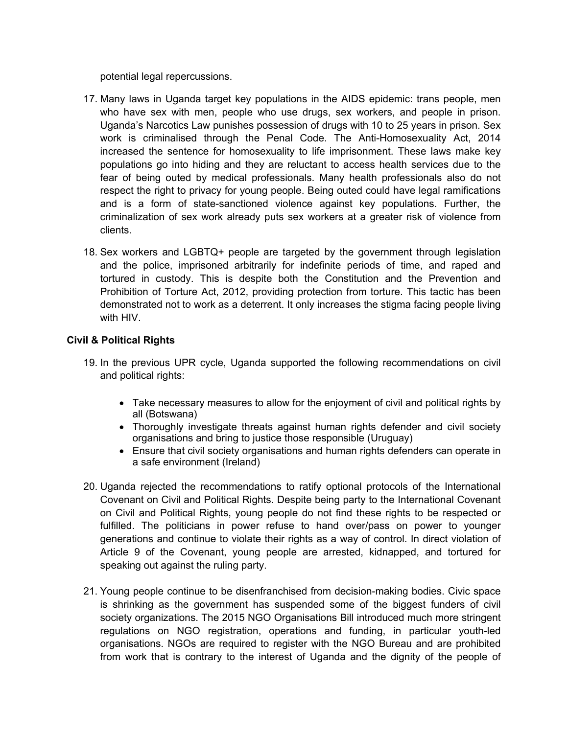potential legal repercussions.

17. Many laws in Uganda target key populations in the AIDS epidemic: trans people, men who have sex with men, people who use drugs, sex workers, and people in prison. Uganda's Narcotics Law punishes possession of drugs with 10 to 25 years in prison. Sex work is criminalised through the Penal Code. The Anti-Homosexuality Act, 2014 increased the sentence for homosexuality to life imprisonment. These laws make key populations go into hiding and they are reluctant to access health services due to the fear of being outed by medical professionals. Many health professionals also do not respect the right to privacy for young people. Being outed could have legal ramifications and is a form of state-sanctioned violence against key populations. Further, the criminalization of sex work already puts sex workers at a greater risk of violence from clients.

18. Sex workers and LGBTQ+ people are targeted by the government through legislation and the police, imprisoned arbitrarily for indefinite periods of time, and raped and tortured in custody. This is despite both the Constitution and the Prevention and Prohibition of Torture Act, 2012, providing protection from torture. This tactic has been demonstrated not to work as a deterrent. It only increases the stigma facing people living with HIV.

**Civil & Political Rights**

19. In the previous UPR cycle, Uganda supported the following recommendations on civil and political rights:

    - Take necessary measures to allow for the enjoyment of civil and political rights by all (Botswana)
    - Thoroughly investigate threats against human rights defender and civil society organisations and bring to justice those responsible (Uruguay)
    - Ensure that civil society organisations and human rights defenders can operate in a safe environment (Ireland)

20. Uganda rejected the recommendations to ratify optional protocols of the International Covenant on Civil and Political Rights. Despite being party to the International Covenant on Civil and Political Rights, young people do not find these rights to be respected or fulfilled. The politicians in power refuse to hand over/pass on power to younger generations and continue to violate their rights as a way of control. In direct violation of Article 9 of the Covenant, young people are arrested, kidnapped, and tortured for speaking out against the ruling party.

21. Young people continue to be disenfranchised from decision-making bodies. Civic space is shrinking as the government has suspended some of the biggest funders of civil society organizations. The 2015 NGO Organisations Bill introduced much more stringent regulations on NGO registration, operations and funding, in particular youth-led organisations. NGOs are required to register with the NGO Bureau and are prohibited from work that is contrary to the interest of Uganda and the dignity of the people of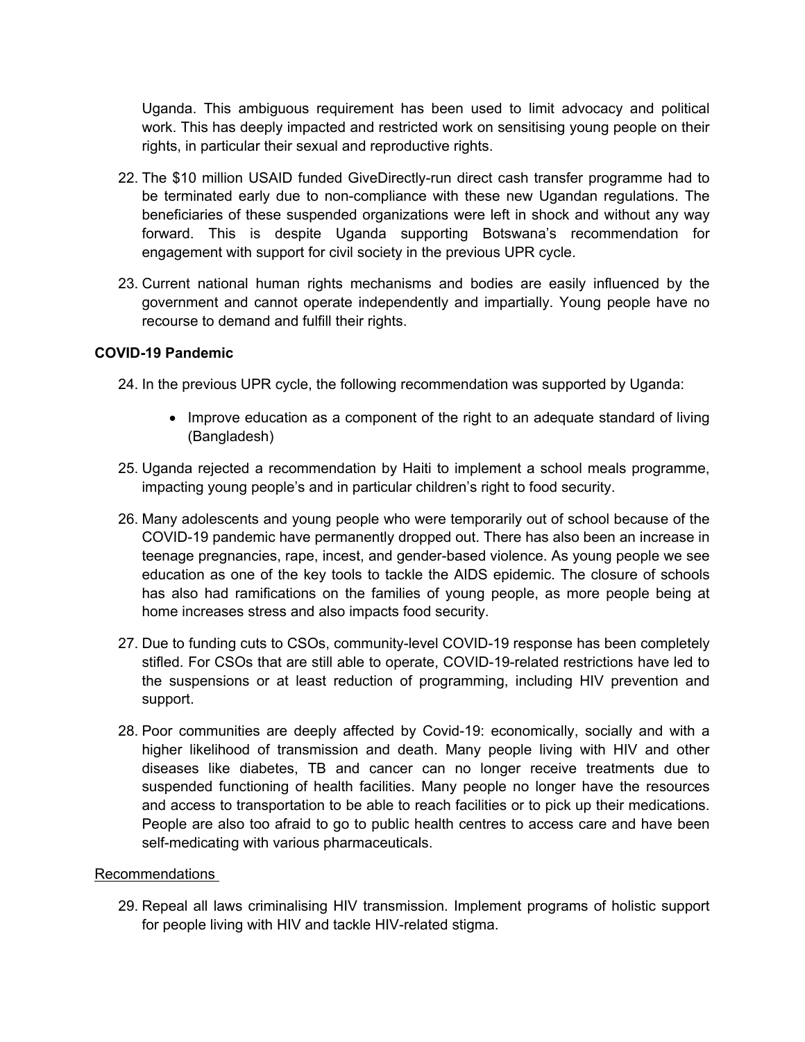Uganda. This ambiguous requirement has been used to limit advocacy and political work. This has deeply impacted and restricted work on sensitising young people on their rights, in particular their sexual and reproductive rights.

22. The $10 million USAID funded GiveDirectly-run direct cash transfer programme had to be terminated early due to non-compliance with these new Ugandan regulations. The beneficiaries of these suspended organizations were left in shock and without any way forward. This is despite Uganda supporting Botswana's recommendation for engagement with support for civil society in the previous UPR cycle.

23. Current national human rights mechanisms and bodies are easily influenced by the government and cannot operate independently and impartially. Young people have no recourse to demand and fulfill their rights.

**COVID-19 Pandemic**

24. In the previous UPR cycle, the following recommendation was supported by Uganda:

    - Improve education as a component of the right to an adequate standard of living (Bangladesh)

25. Uganda rejected a recommendation by Haiti to implement a school meals programme, impacting young people's and in particular children's right to food security.

26. Many adolescents and young people who were temporarily out of school because of the COVID-19 pandemic have permanently dropped out. There has also been an increase in teenage pregnancies, rape, incest, and gender-based violence. As young people we see education as one of the key tools to tackle the AIDS epidemic. The closure of schools has also had ramifications on the families of young people, as more people being at home increases stress and also impacts food security.

27. Due to funding cuts to CSOs, community-level COVID-19 response has been completely stifled. For CSOs that are still able to operate, COVID-19-related restrictions have led to the suspensions or at least reduction of programming, including HIV prevention and support.

28. Poor communities are deeply affected by Covid-19: economically, socially and with a higher likelihood of transmission and death. Many people living with HIV and other diseases like diabetes, TB and cancer can no longer receive treatments due to suspended functioning of health facilities. Many people no longer have the resources and access to transportation to be able to reach facilities or to pick up their medications. People are also too afraid to go to public health centres to access care and have been self-medicating with various pharmaceuticals.

<u>Recommendations</u>

29. Repeal all laws criminalising HIV transmission. Implement programs of holistic support for people living with HIV and tackle HIV-related stigma.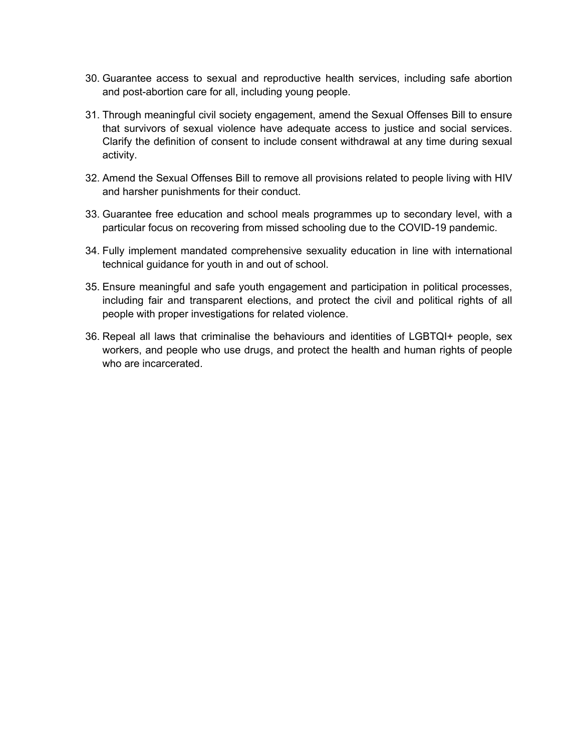30. Guarantee access to sexual and reproductive health services, including safe abortion and post-abortion care for all, including young people.

31. Through meaningful civil society engagement, amend the Sexual Offenses Bill to ensure that survivors of sexual violence have adequate access to justice and social services. Clarify the definition of consent to include consent withdrawal at any time during sexual activity.

32. Amend the Sexual Offenses Bill to remove all provisions related to people living with HIV and harsher punishments for their conduct.

33. Guarantee free education and school meals programmes up to secondary level, with a particular focus on recovering from missed schooling due to the COVID-19 pandemic.

34. Fully implement mandated comprehensive sexuality education in line with international technical guidance for youth in and out of school.

35. Ensure meaningful and safe youth engagement and participation in political processes, including fair and transparent elections, and protect the civil and political rights of all people with proper investigations for related violence.

36. Repeal all laws that criminalise the behaviours and identities of LGBTQI+ people, sex workers, and people who use drugs, and protect the health and human rights of people who are incarcerated.